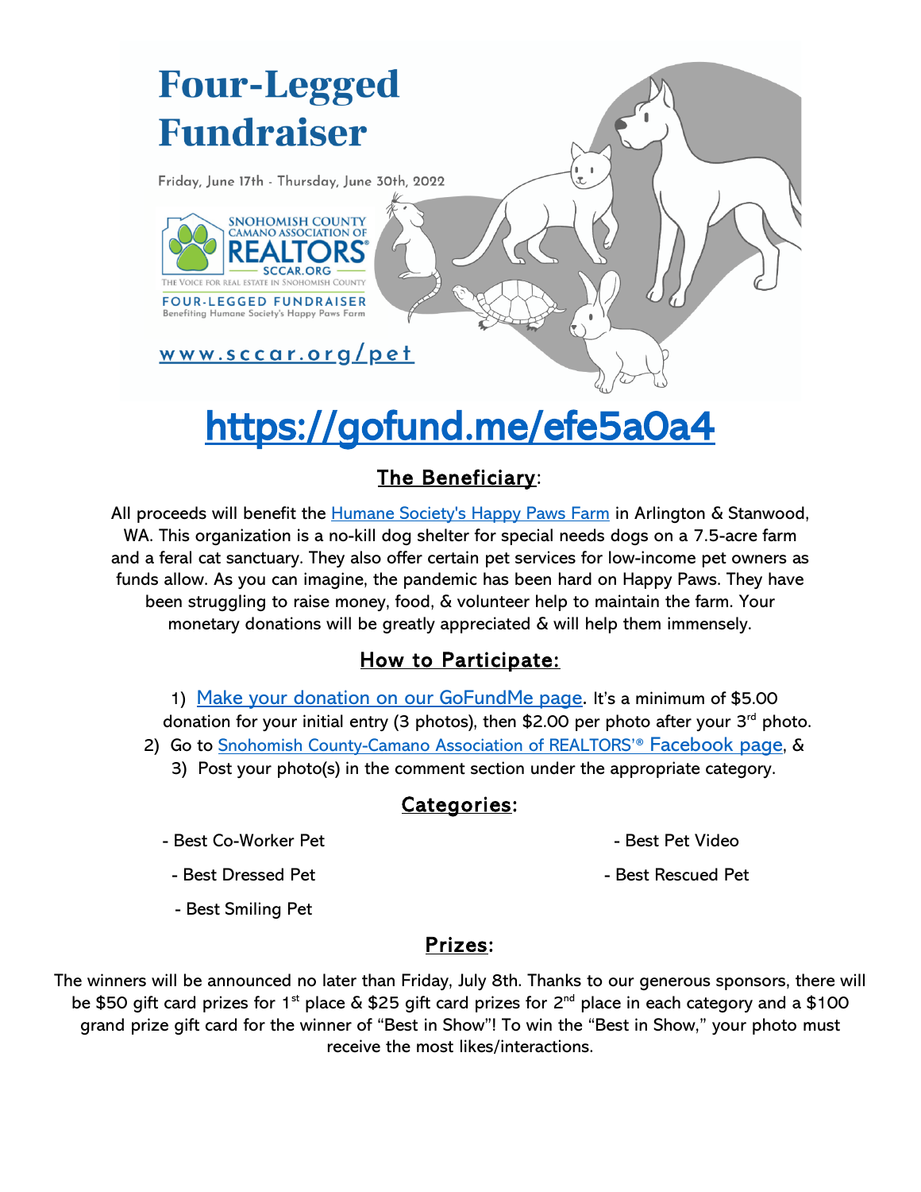# Four-Legged Fundraiser

Friday, June 17th - Thursday, June 30th, 2022

SNOHOMISH COUNTY CAMANO ASSOCIATION OF REALTORS® SCCAR.ORG

THE VOICE FOR REAL ESTATE IN SNOHOMISH COUNTY

FOUR-LEGGED FUNDRAISER

Benefiting Humane Society's Happy Paws Farm

www.sccar.org/pet

# https://gofund.me/efe5a0a4

## The Beneficiary:

All proceeds will benefit the Humane Society's Happy Paws Farm in Arlington & Stanwood, WA. This organization is a no-kill dog shelter for special needs dogs on a 7.5-acre farm and a feral cat sanctuary. They also offer certain pet services for low-income pet owners as funds allow. As you can imagine, the pandemic has been hard on Happy Paws. They have been struggling to raise money, food, & volunteer help to maintain the farm. Your monetary donations will be greatly appreciated & will help them immensely.

## How to Participate:

1) Make your donation on our GoFundMe page. It's a minimum of $5.00 donation for your initial entry (3 photos), then $2.00 per photo after your 3rd photo.
2) Go to Snohomish County-Camano Association of REALTORS'® Facebook page, &
3) Post your photo(s) in the comment section under the appropriate category.

## Categories:

- Best Co-Worker Pet
- Best Dressed Pet
- Best Smiling Pet
- Best Pet Video
- Best Rescued Pet

## Prizes:

The winners will be announced no later than Friday, July 8th. Thanks to our generous sponsors, there will be $50 gift card prizes for 1st place & $25 gift card prizes for 2nd place in each category and a $100 grand prize gift card for the winner of "Best in Show"! To win the "Best in Show," your photo must receive the most likes/interactions.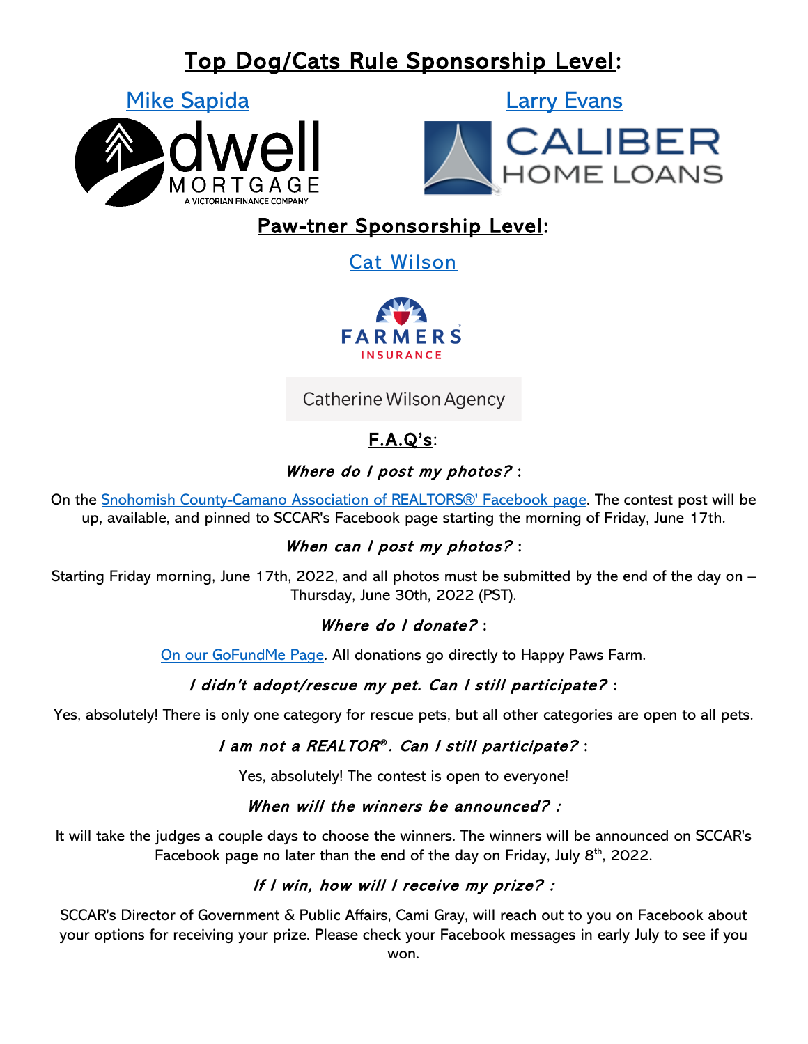## Top Dog/Cats Rule Sponsorship Level:

[Mike Sapida](#)

dwell MORTGAGE
A VICTORIAN FINANCE COMPANY

[Larry Evans](#)

CALIBER HOME LOANS

## Paw-tner Sponsorship Level:

[Cat Wilson](#)

FARMERS INSURANCE

Catherine Wilson Agency

## F.A.Q's:

***Where do I post my photos?*** :

On the [Snohomish County-Camano Association of REALTORS®' Facebook page](#). The contest post will be up, available, and pinned to SCCAR's Facebook page starting the morning of Friday, June 17th.

***When can I post my photos?*** :

Starting Friday morning, June 17th, 2022, and all photos must be submitted by the end of the day on – Thursday, June 30th, 2022 (PST).

***Where do I donate?*** :

[On our GoFundMe Page](#). All donations go directly to Happy Paws Farm.

***I didn't adopt/rescue my pet. Can I still participate?*** :

Yes, absolutely! There is only one category for rescue pets, but all other categories are open to all pets.

***I am not a REALTOR®. Can I still participate?*** :

Yes, absolutely! The contest is open to everyone!

***When will the winners be announced? :***

It will take the judges a couple days to choose the winners. The winners will be announced on SCCAR's Facebook page no later than the end of the day on Friday, July 8th, 2022.

***If I win, how will I receive my prize? :***

SCCAR's Director of Government & Public Affairs, Cami Gray, will reach out to you on Facebook about your options for receiving your prize. Please check your Facebook messages in early July to see if you won.